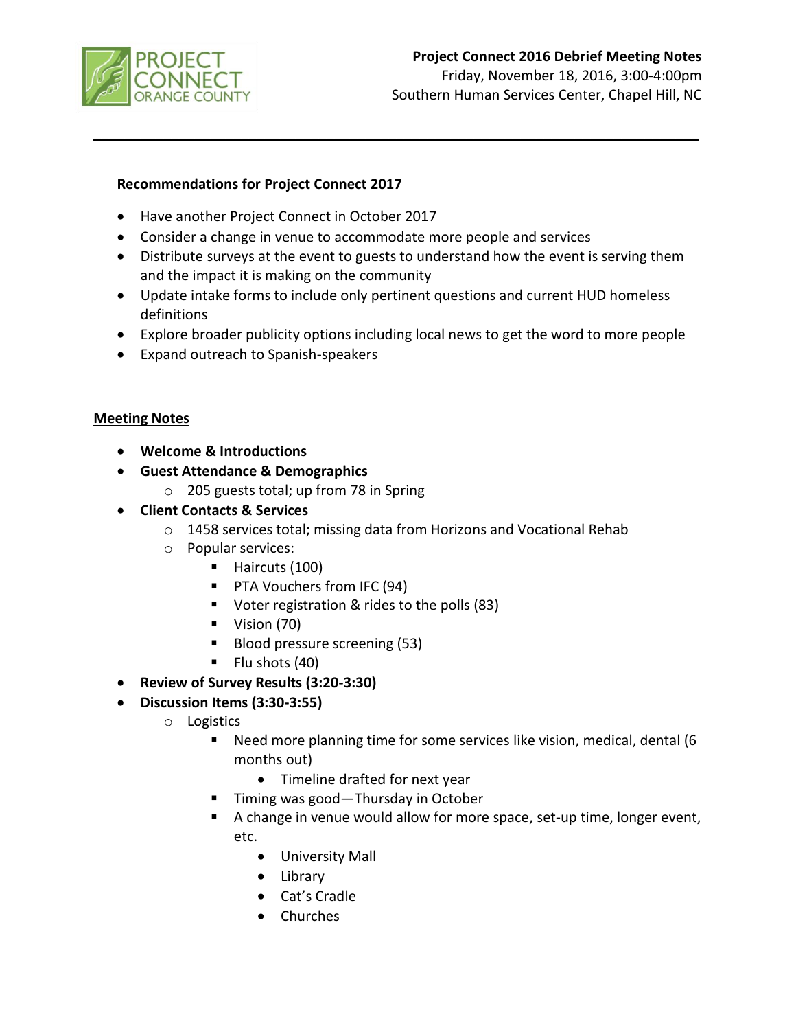**Project Connect 2016 Debrief Meeting Notes**
Friday, November 18, 2016, 3:00-4:00pm
Southern Human Services Center, Chapel Hill, NC

---

**Recommendations for Project Connect 2017**

- Have another Project Connect in October 2017
- Consider a change in venue to accommodate more people and services
- Distribute surveys at the event to guests to understand how the event is serving them and the impact it is making on the community
- Update intake forms to include only pertinent questions and current HUD homeless definitions
- Explore broader publicity options including local news to get the word to more people
- Expand outreach to Spanish-speakers

**Meeting Notes**

- **Welcome & Introductions**
- **Guest Attendance & Demographics**
  - 205 guests total; up from 78 in Spring
- **Client Contacts & Services**
  - 1458 services total; missing data from Horizons and Vocational Rehab
  - Popular services:
    - Haircuts (100)
    - PTA Vouchers from IFC (94)
    - Voter registration & rides to the polls (83)
    - Vision (70)
    - Blood pressure screening (53)
    - Flu shots (40)
- **Review of Survey Results (3:20-3:30)**
- **Discussion Items (3:30-3:55)**
  - Logistics
    - Need more planning time for some services like vision, medical, dental (6 months out)
      - Timeline drafted for next year
    - Timing was good—Thursday in October
    - A change in venue would allow for more space, set-up time, longer event, etc.
      - University Mall
      - Library
      - Cat's Cradle
      - Churches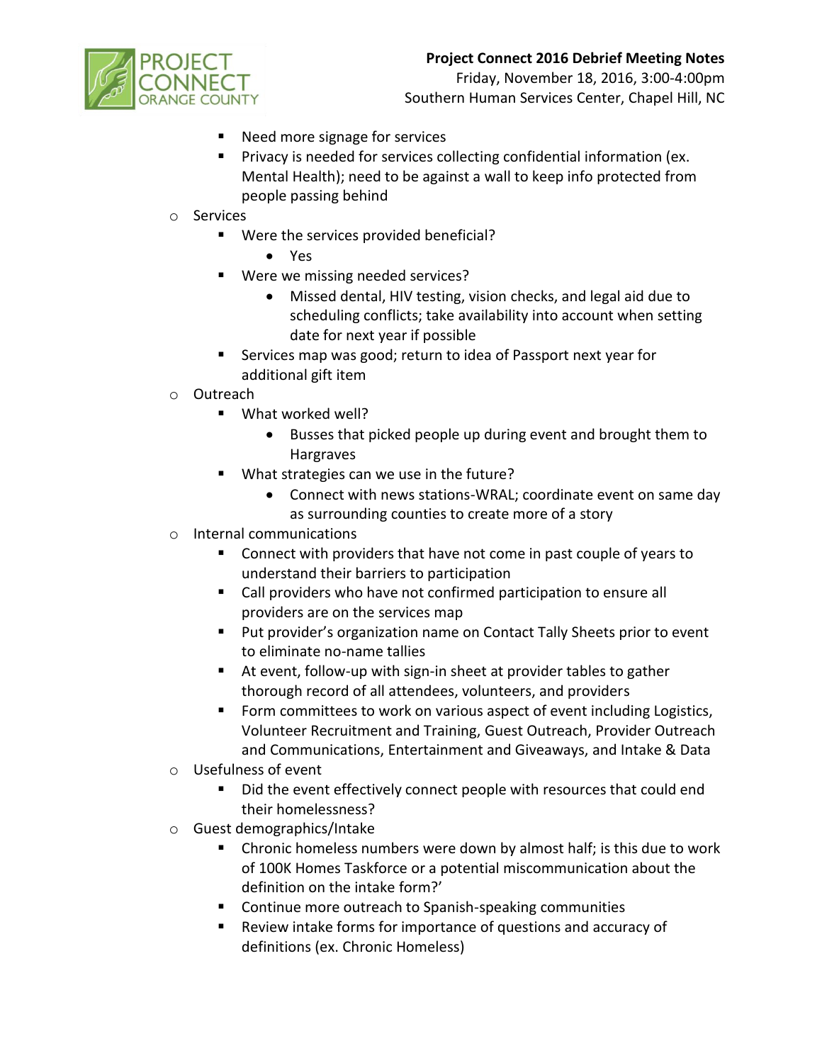- Need more signage for services
- Privacy is needed for services collecting confidential information (ex. Mental Health); need to be against a wall to keep info protected from people passing behind

- Services
  - Were the services provided beneficial?
    - Yes
  - Were we missing needed services?
    - Missed dental, HIV testing, vision checks, and legal aid due to scheduling conflicts; take availability into account when setting date for next year if possible
  - Services map was good; return to idea of Passport next year for additional gift item
- Outreach
  - What worked well?
    - Busses that picked people up during event and brought them to Hargraves
  - What strategies can we use in the future?
    - Connect with news stations-WRAL; coordinate event on same day as surrounding counties to create more of a story
- Internal communications
  - Connect with providers that have not come in past couple of years to understand their barriers to participation
  - Call providers who have not confirmed participation to ensure all providers are on the services map
  - Put provider's organization name on Contact Tally Sheets prior to event to eliminate no-name tallies
  - At event, follow-up with sign-in sheet at provider tables to gather thorough record of all attendees, volunteers, and providers
  - Form committees to work on various aspect of event including Logistics, Volunteer Recruitment and Training, Guest Outreach, Provider Outreach and Communications, Entertainment and Giveaways, and Intake & Data
- Usefulness of event
  - Did the event effectively connect people with resources that could end their homelessness?
- Guest demographics/Intake
  - Chronic homeless numbers were down by almost half; is this due to work of 100K Homes Taskforce or a potential miscommunication about the definition on the intake form?'
  - Continue more outreach to Spanish-speaking communities
  - Review intake forms for importance of questions and accuracy of definitions (ex. Chronic Homeless)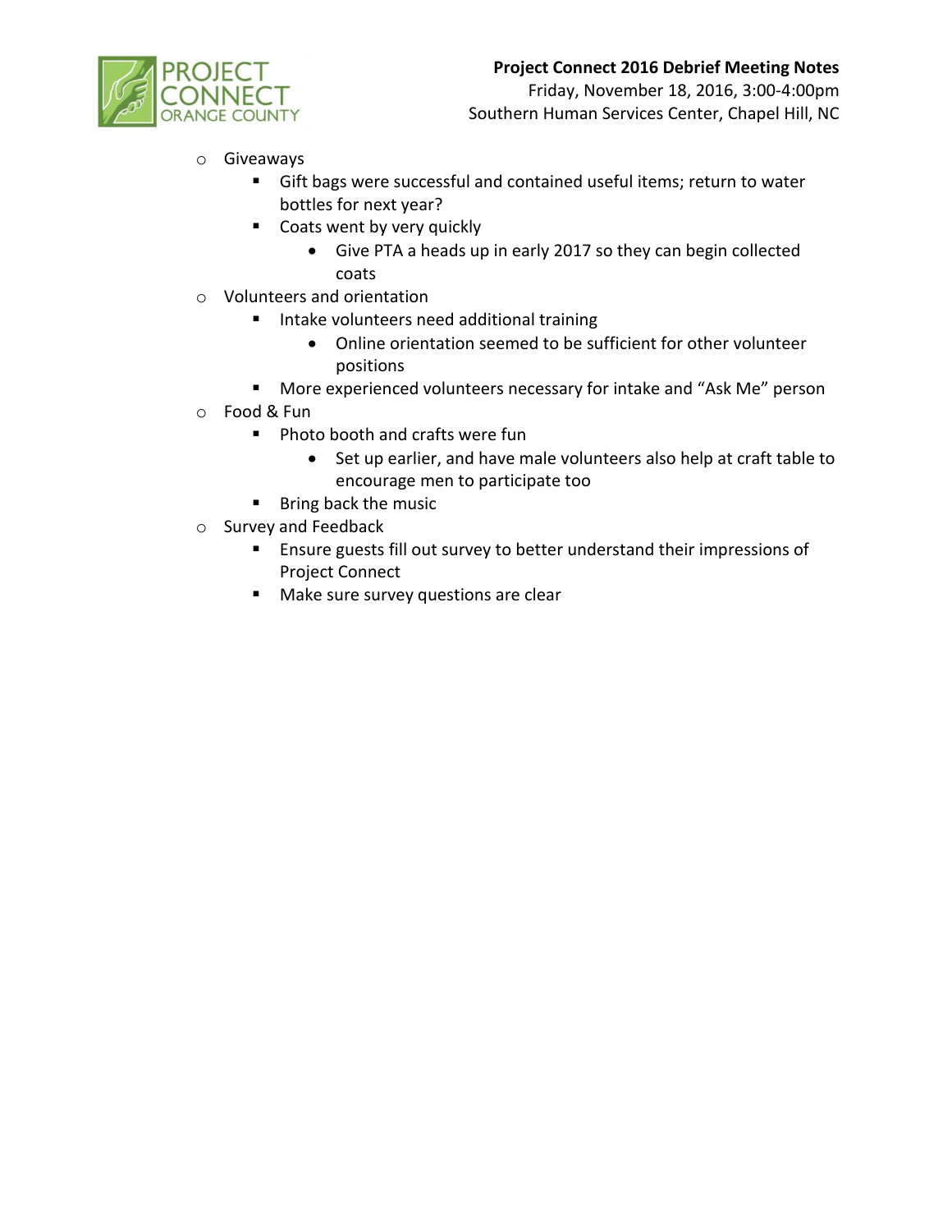- Giveaways
  - Gift bags were successful and contained useful items; return to water bottles for next year?
  - Coats went by very quickly
    - Give PTA a heads up in early 2017 so they can begin collected coats
- Volunteers and orientation
  - Intake volunteers need additional training
    - Online orientation seemed to be sufficient for other volunteer positions
  - More experienced volunteers necessary for intake and "Ask Me" person
- Food & Fun
  - Photo booth and crafts were fun
    - Set up earlier, and have male volunteers also help at craft table to encourage men to participate too
  - Bring back the music
- Survey and Feedback
  - Ensure guests fill out survey to better understand their impressions of Project Connect
  - Make sure survey questions are clear